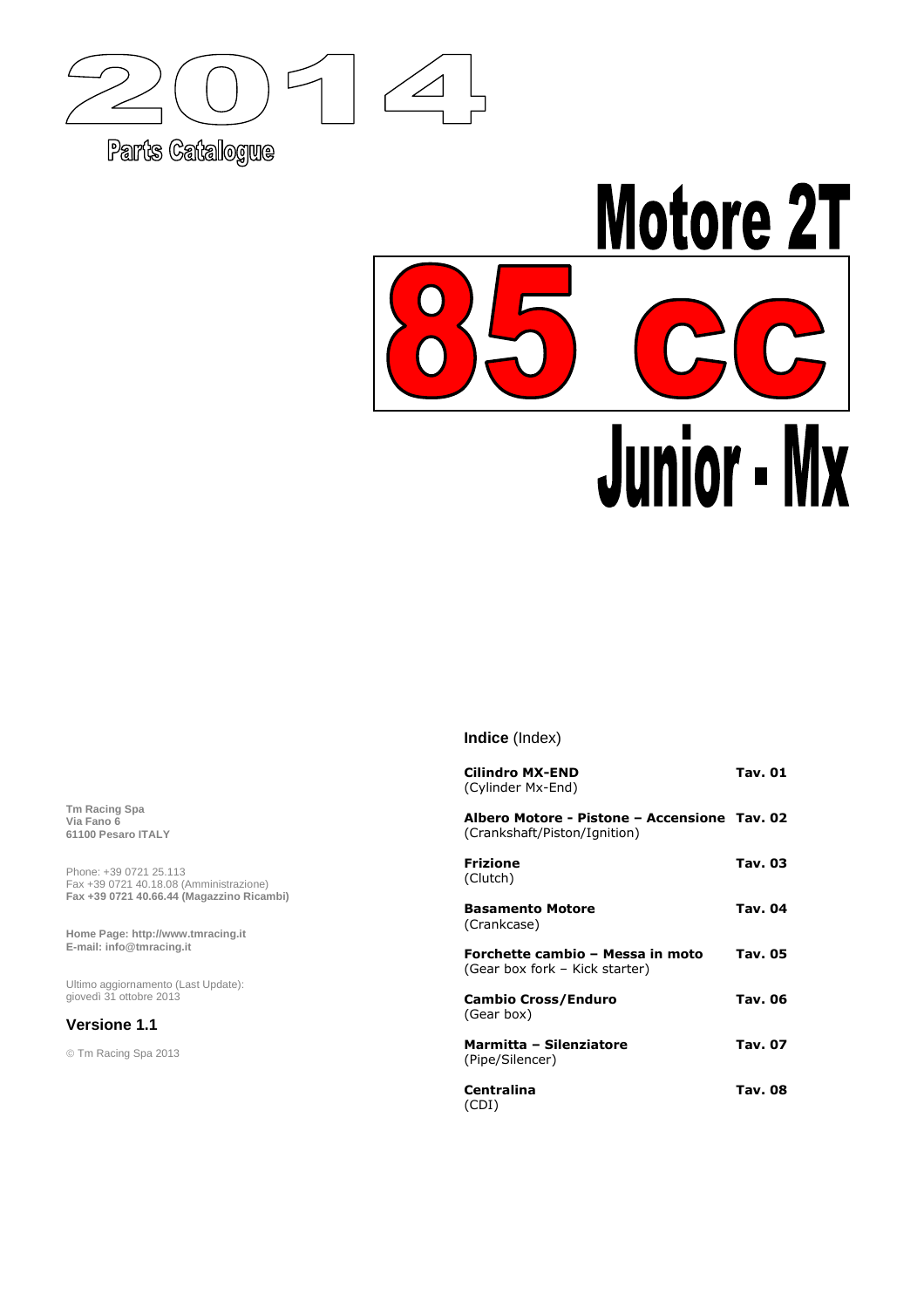# 2014

Parts Catalogue

# Motore 2T

# 85 cc

# Junior - Mx

**Indice** (Index)

| | |
|---|---|
| **Cilindro MX-END** (Cylinder Mx-End) | **Tav. 01** |
| **Albero Motore - Pistone – Accensione** (Crankshaft/Piston/Ignition) | **Tav. 02** |
| **Frizione** (Clutch) | **Tav. 03** |
| **Basamento Motore** (Crankcase) | **Tav. 04** |
| **Forchette cambio – Messa in moto** (Gear box fork – Kick starter) | **Tav. 05** |
| **Cambio Cross/Enduro** (Gear box) | **Tav. 06** |
| **Marmitta – Silenziatore** (Pipe/Silencer) | **Tav. 07** |
| **Centralina** (CDI) | **Tav. 08** |

**Tm Racing Spa**
**Via Fano 6**
**61100 Pesaro ITALY**

Phone: +39 0721 25.113
Fax +39 0721 40.18.08 (Amministrazione)
**Fax +39 0721 40.66.44 (Magazzino Ricambi)**

**Home Page: http://www.tmracing.it**
**E-mail: info@tmracing.it**

Ultimo aggiornamento (Last Update):
giovedì 31 ottobre 2013

### Versione 1.1

© Tm Racing Spa 2013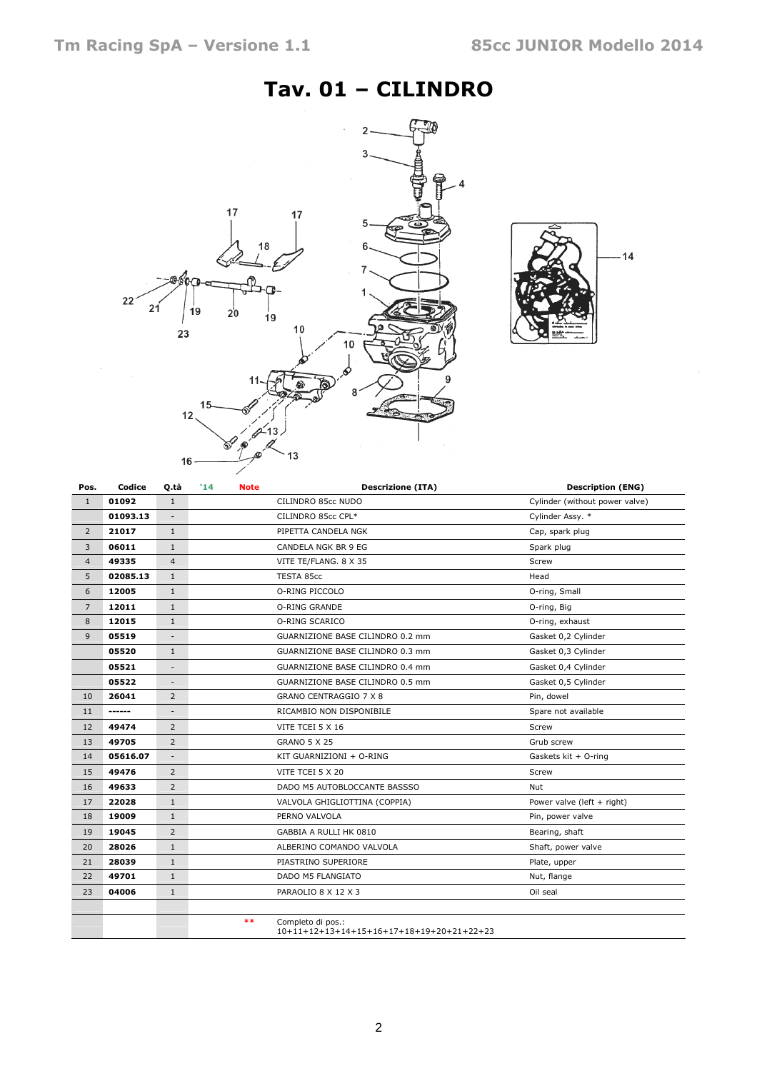# Tav. 01 – CILINDRO

| Pos. | Codice | Q.tà | '14 | Note | Descrizione (ITA) | Description (ENG) |
|---|---|---|---|---|---|---|
| 1 | 01092 | 1 | | | CILINDRO 85cc NUDO | Cylinder (without power valve) |
| | 01093.13 | - | | | CILINDRO 85cc CPL* | Cylinder Assy. * |
| 2 | 21017 | 1 | | | PIPETTA CANDELA NGK | Cap, spark plug |
| 3 | 06011 | 1 | | | CANDELA NGK BR 9 EG | Spark plug |
| 4 | 49335 | 4 | | | VITE TE/FLANG. 8 X 35 | Screw |
| 5 | 02085.13 | 1 | | | TESTA 85cc | Head |
| 6 | 12005 | 1 | | | O-RING PICCOLO | O-ring, Small |
| 7 | 12011 | 1 | | | O-RING GRANDE | O-ring, Big |
| 8 | 12015 | 1 | | | O-RING SCARICO | O-ring, exhaust |
| 9 | 05519 | - | | | GUARNIZIONE BASE CILINDRO 0.2 mm | Gasket 0,2 Cylinder |
| | 05520 | 1 | | | GUARNIZIONE BASE CILINDRO 0.3 mm | Gasket 0,3 Cylinder |
| | 05521 | - | | | GUARNIZIONE BASE CILINDRO 0.4 mm | Gasket 0,4 Cylinder |
| | 05522 | - | | | GUARNIZIONE BASE CILINDRO 0.5 mm | Gasket 0,5 Cylinder |
| 10 | 26041 | 2 | | | GRANO CENTRAGGIO 7 X 8 | Pin, dowel |
| 11 | ------ | - | | | RICAMBIO NON DISPONIBILE | Spare not available |
| 12 | 49474 | 2 | | | VITE TCEI 5 X 16 | Screw |
| 13 | 49705 | 2 | | | GRANO 5 X 25 | Grub screw |
| 14 | 05616.07 | - | | | KIT GUARNIZIONI + O-RING | Gaskets kit + O-ring |
| 15 | 49476 | 2 | | | VITE TCEI 5 X 20 | Screw |
| 16 | 49633 | 2 | | | DADO M5 AUTOBLOCCANTE BASSSO | Nut |
| 17 | 22028 | 1 | | | VALVOLA GHIGLIOTTINA (COPPIA) | Power valve (left + right) |
| 18 | 19009 | 1 | | | PERNO VALVOLA | Pin, power valve |
| 19 | 19045 | 2 | | | GABBIA A RULLI HK 0810 | Bearing, shaft |
| 20 | 28026 | 1 | | | ALBERINO COMANDO VALVOLA | Shaft, power valve |
| 21 | 28039 | 1 | | | PIASTRINO SUPERIORE | Plate, upper |
| 22 | 49701 | 1 | | | DADO M5 FLANGIATO | Nut, flange |
| 23 | 04006 | 1 | | | PARAOLIO 8 X 12 X 3 | Oil seal |
| | | | | | | |
| | | | | ** | Completo di pos.: 10+11+12+13+14+15+16+17+18+19+20+21+22+23 | |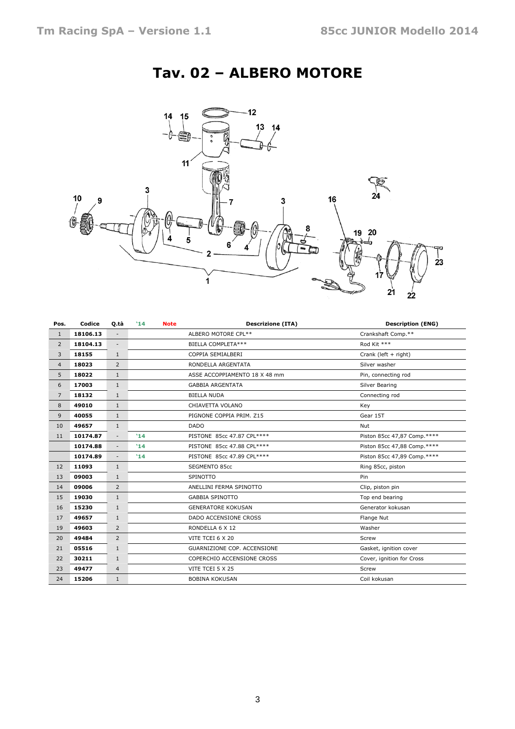# Tav. 02 – ALBERO MOTORE

| Pos. | Codice | Q.tà | '14 | Note | Descrizione (ITA) | Description (ENG) |
|---|---|---|---|---|---|---|
| 1 | **18106.13** | - | | | ALBERO MOTORE CPL** | Crankshaft Comp.** |
| 2 | **18104.13** | - | | | BIELLA COMPLETA*** | Rod Kit *** |
| 3 | **18155** | 1 | | | COPPIA SEMIALBERI | Crank (left + right) |
| 4 | **18023** | 2 | | | RONDELLA ARGENTATA | Silver washer |
| 5 | **18022** | 1 | | | ASSE ACCOPPIAMENTO 18 X 48 mm | Pin, connecting rod |
| 6 | **17003** | 1 | | | GABBIA ARGENTATA | Silver Bearing |
| 7 | **18132** | 1 | | | BIELLA NUDA | Connecting rod |
| 8 | **49010** | 1 | | | CHIAVETTA VOLANO | Key |
| 9 | **40055** | 1 | | | PIGNONE COPPIA PRIM. Z15 | Gear 15T |
| 10 | **49657** | 1 | | | DADO | Nut |
| 11 | **10174.87** | - | '14 | | PISTONE 85cc 47.87 CPL**** | Piston 85cc 47,87 Comp.**** |
| | **10174.88** | - | '14 | | PISTONE 85cc 47.88 CPL**** | Piston 85cc 47,88 Comp.**** |
| | **10174.89** | - | '14 | | PISTONE 85cc 47.89 CPL**** | Piston 85cc 47,89 Comp.**** |
| 12 | **11093** | 1 | | | SEGMENTO 85cc | Ring 85cc, piston |
| 13 | **09003** | 1 | | | SPINOTTO | Pin |
| 14 | **09006** | 2 | | | ANELLINI FERMA SPINOTTO | Clip, piston pin |
| 15 | **19030** | 1 | | | GABBIA SPINOTTO | Top end bearing |
| 16 | **15230** | 1 | | | GENERATORE KOKUSAN | Generator kokusan |
| 17 | **49657** | 1 | | | DADO ACCENSIONE CROSS | Flange Nut |
| 19 | **49603** | 2 | | | RONDELLA 6 X 12 | Washer |
| 20 | **49484** | 2 | | | VITE TCEI 6 X 20 | Screw |
| 21 | **05516** | 1 | | | GUARNIZIONE COP. ACCENSIONE | Gasket, ignition cover |
| 22 | **30211** | 1 | | | COPERCHIO ACCENSIONE CROSS | Cover, ignition for Cross |
| 23 | **49477** | 4 | | | VITE TCEI 5 X 25 | Screw |
| 24 | **15206** | 1 | | | BOBINA KOKUSAN | Coil kokusan |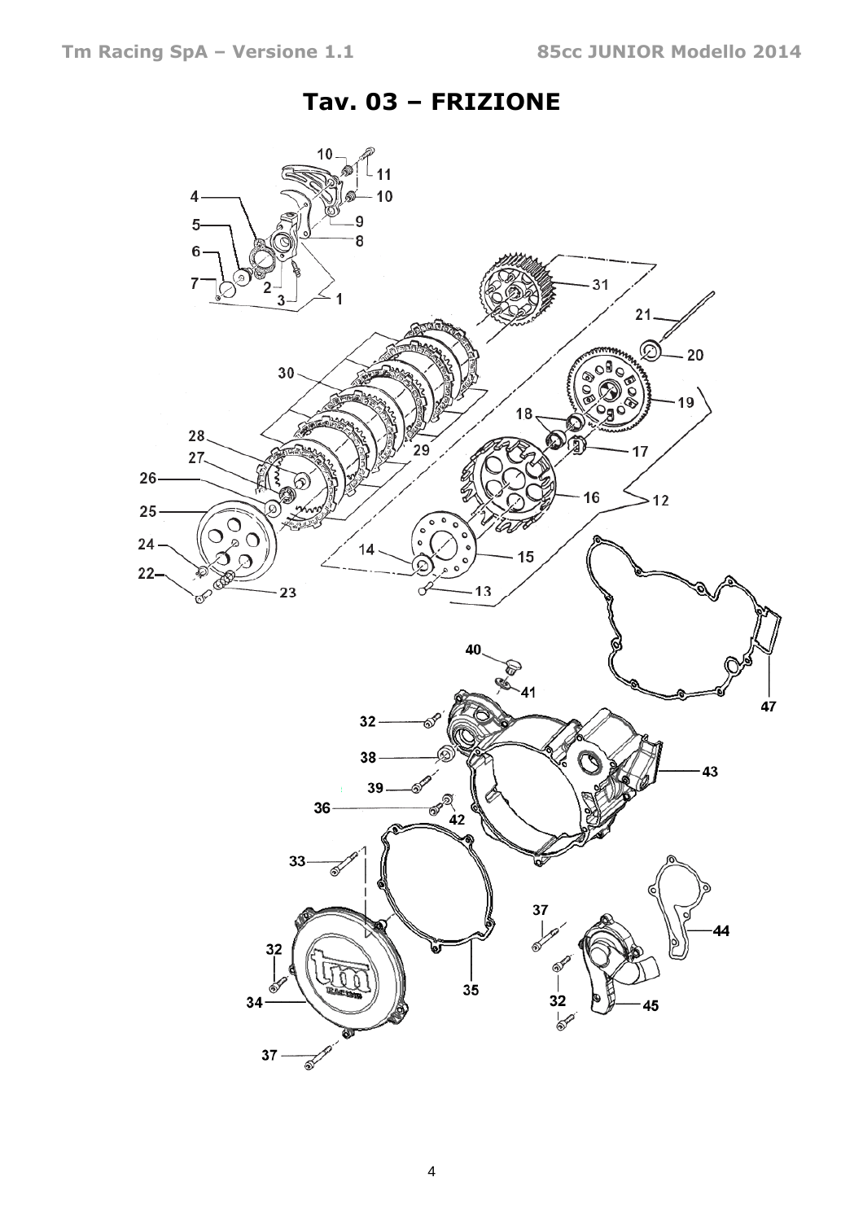# Tav. 03 – FRIZIONE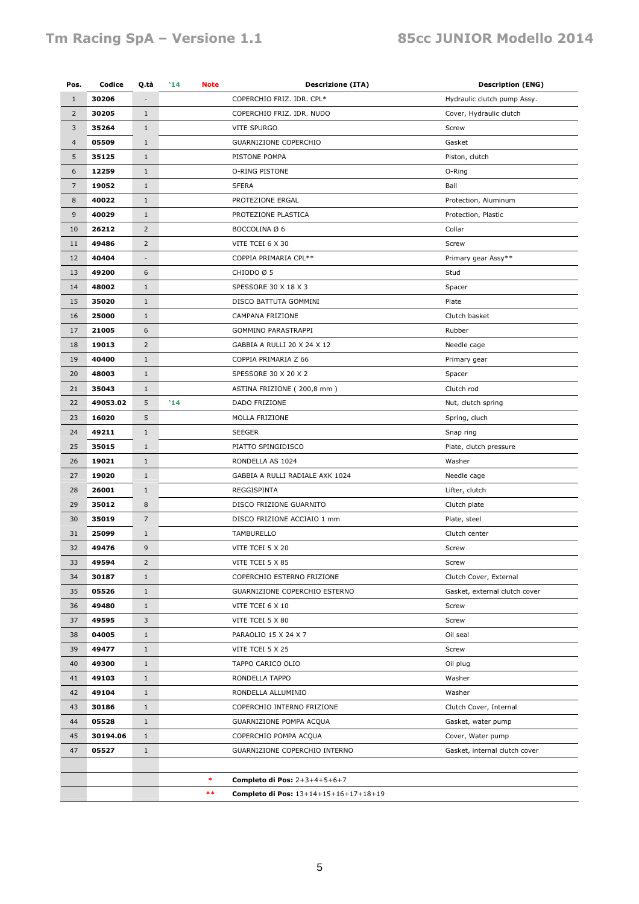| Pos. | Codice | Q.tà | '14 | Note | Descrizione (ITA) | Description (ENG) |
|---|---|---|---|---|---|---|
| 1 | **30206** | - | | | COPERCHIO FRIZ. IDR. CPL* | Hydraulic clutch pump Assy. |
| 2 | **30205** | 1 | | | COPERCHIO FRIZ. IDR. NUDO | Cover, Hydraulic clutch |
| 3 | **35264** | 1 | | | VITE SPURGO | Screw |
| 4 | **05509** | 1 | | | GUARNIZIONE COPERCHIO | Gasket |
| 5 | **35125** | 1 | | | PISTONE POMPA | Piston, clutch |
| 6 | **12259** | 1 | | | O-RING PISTONE | O-Ring |
| 7 | **19052** | 1 | | | SFERA | Ball |
| 8 | **40022** | 1 | | | PROTEZIONE ERGAL | Protection, Aluminum |
| 9 | **40029** | 1 | | | PROTEZIONE PLASTICA | Protection, Plastic |
| 10 | **26212** | 2 | | | BOCCOLINA Ø 6 | Collar |
| 11 | **49486** | 2 | | | VITE TCEI 6 X 30 | Screw |
| 12 | **40404** | - | | | COPPIA PRIMARIA CPL** | Primary gear Assy** |
| 13 | **49200** | 6 | | | CHIODO Ø 5 | Stud |
| 14 | **48002** | 1 | | | SPESSORE 30 X 18 X 3 | Spacer |
| 15 | **35020** | 1 | | | DISCO BATTUTA GOMMINI | Plate |
| 16 | **25000** | 1 | | | CAMPANA FRIZIONE | Clutch basket |
| 17 | **21005** | 6 | | | GOMMINO PARASTRAPPI | Rubber |
| 18 | **19013** | 2 | | | GABBIA A RULLI 20 X 24 X 12 | Needle cage |
| 19 | **40400** | 1 | | | COPPIA PRIMARIA Z 66 | Primary gear |
| 20 | **48003** | 1 | | | SPESSORE 30 X 20 X 2 | Spacer |
| 21 | **35043** | 1 | | | ASTINA FRIZIONE ( 200,8 mm ) | Clutch rod |
| 22 | **49053.02** | 5 | '14 | | DADO FRIZIONE | Nut, clutch spring |
| 23 | **16020** | 5 | | | MOLLA FRIZIONE | Spring, cluch |
| 24 | **49211** | 1 | | | SEEGER | Snap ring |
| 25 | **35015** | 1 | | | PIATTO SPINGIDISCO | Plate, clutch pressure |
| 26 | **19021** | 1 | | | RONDELLA AS 1024 | Washer |
| 27 | **19020** | 1 | | | GABBIA A RULLI RADIALE AXK 1024 | Needle cage |
| 28 | **26001** | 1 | | | REGGISPINTA | Lifter, clutch |
| 29 | **35012** | 8 | | | DISCO FRIZIONE GUARNITO | Clutch plate |
| 30 | **35019** | 7 | | | DISCO FRIZIONE ACCIAIO 1 mm | Plate, steel |
| 31 | **25099** | 1 | | | TAMBURELLO | Clutch center |
| 32 | **49476** | 9 | | | VITE TCEI 5 X 20 | Screw |
| 33 | **49594** | 2 | | | VITE TCEI 5 X 85 | Screw |
| 34 | **30187** | 1 | | | COPERCHIO ESTERNO FRIZIONE | Clutch Cover, External |
| 35 | **05526** | 1 | | | GUARNIZIONE COPERCHIO ESTERNO | Gasket, external clutch cover |
| 36 | **49480** | 1 | | | VITE TCEI 6 X 10 | Screw |
| 37 | **49595** | 3 | | | VITE TCEI 5 X 80 | Screw |
| 38 | **04005** | 1 | | | PARAOLIO 15 X 24 X 7 | Oil seal |
| 39 | **49477** | 1 | | | VITE TCEI 5 X 25 | Screw |
| 40 | **49300** | 1 | | | TAPPO CARICO OLIO | Oil plug |
| 41 | **49103** | 1 | | | RONDELLA TAPPO | Washer |
| 42 | **49104** | 1 | | | RONDELLA ALLUMINIO | Washer |
| 43 | **30186** | 1 | | | COPERCHIO INTERNO FRIZIONE | Clutch Cover, Internal |
| 44 | **05528** | 1 | | | GUARNIZIONE POMPA ACQUA | Gasket, water pump |
| 45 | **30194.06** | 1 | | | COPERCHIO POMPA ACQUA | Cover, Water pump |
| 47 | **05527** | 1 | | | GUARNIZIONE COPERCHIO INTERNO | Gasket, internal clutch cover |
| | | | | | | |
| | | | | * | **Completo di Pos:** 2+3+4+5+6+7 | |
| | | | | ** | **Completo di Pos:** 13+14+15+16+17+18+19 | |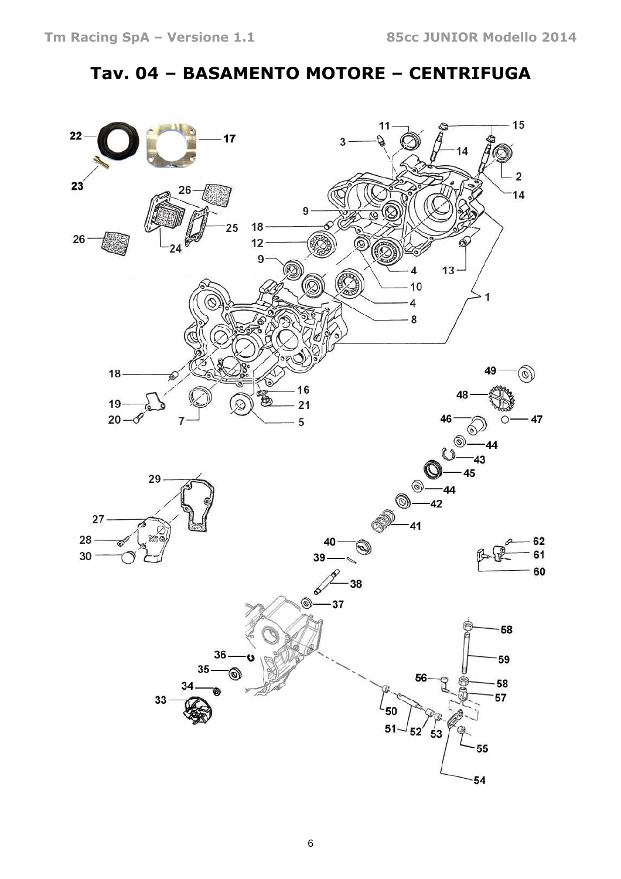# Tav. 04 – BASAMENTO MOTORE – CENTRIFUGA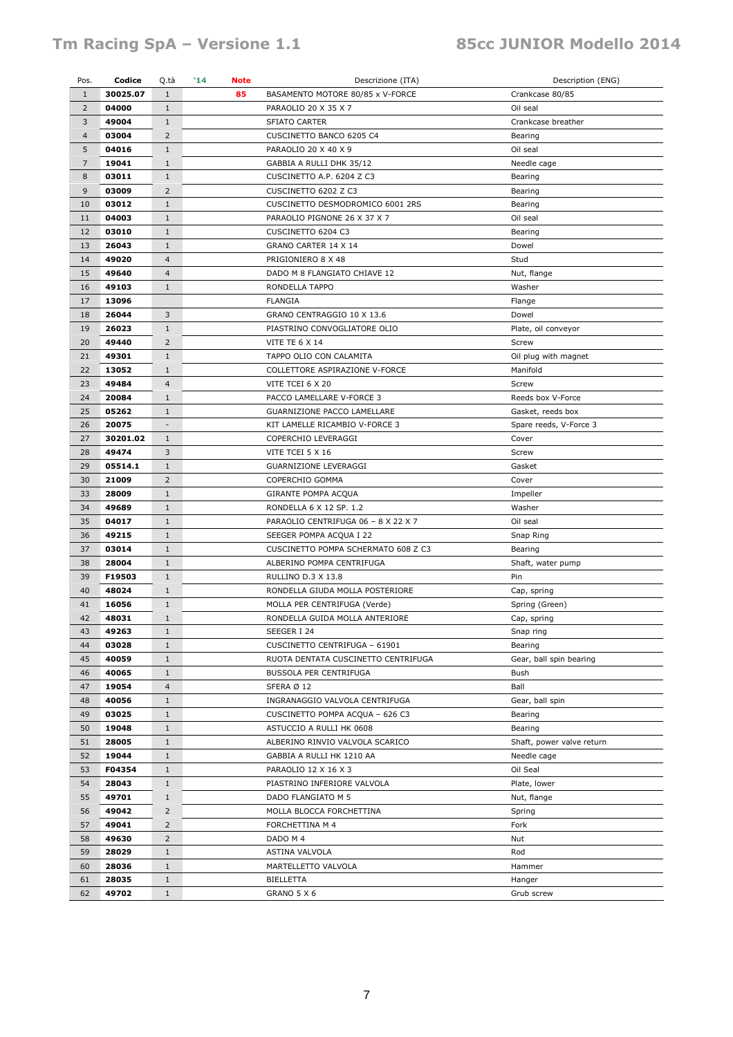| Pos. | Codice | Q.tà | '14 | Note | Descrizione (ITA) | Description (ENG) |
|---|---|---|---|---|---|---|
| 1 | **30025.07** | 1 | | **85** | BASAMENTO MOTORE 80/85 x V-FORCE | Crankcase 80/85 |
| 2 | **04000** | 1 | | | PARAOLIO 20 X 35 X 7 | Oil seal |
| 3 | **49004** | 1 | | | SFIATO CARTER | Crankcase breather |
| 4 | **03004** | 2 | | | CUSCINETTO BANCO 6205 C4 | Bearing |
| 5 | **04016** | 1 | | | PARAOLIO 20 X 40 X 9 | Oil seal |
| 7 | **19041** | 1 | | | GABBIA A RULLI DHK 35/12 | Needle cage |
| 8 | **03011** | 1 | | | CUSCINETTO A.P. 6204 Z C3 | Bearing |
| 9 | **03009** | 2 | | | CUSCINETTO 6202 Z C3 | Bearing |
| 10 | **03012** | 1 | | | CUSCINETTO DESMODROMICO 6001 2RS | Bearing |
| 11 | **04003** | 1 | | | PARAOLIO PIGNONE 26 X 37 X 7 | Oil seal |
| 12 | **03010** | 1 | | | CUSCINETTO 6204 C3 | Bearing |
| 13 | **26043** | 1 | | | GRANO CARTER 14 X 14 | Dowel |
| 14 | **49020** | 4 | | | PRIGIONIERO 8 X 48 | Stud |
| 15 | **49640** | 4 | | | DADO M 8 FLANGIATO CHIAVE 12 | Nut, flange |
| 16 | **49103** | 1 | | | RONDELLA TAPPO | Washer |
| 17 | **13096** | | | | FLANGIA | Flange |
| 18 | **26044** | 3 | | | GRANO CENTRAGGIO 10 X 13.6 | Dowel |
| 19 | **26023** | 1 | | | PIASTRINO CONVOGLIATORE OLIO | Plate, oil conveyor |
| 20 | **49440** | 2 | | | VITE TE 6 X 14 | Screw |
| 21 | **49301** | 1 | | | TAPPO OLIO CON CALAMITA | Oil plug with magnet |
| 22 | **13052** | 1 | | | COLLETTORE ASPIRAZIONE V-FORCE | Manifold |
| 23 | **49484** | 4 | | | VITE TCEI 6 X 20 | Screw |
| 24 | **20084** | 1 | | | PACCO LAMELLARE V-FORCE 3 | Reeds box V-Force |
| 25 | **05262** | 1 | | | GUARNIZIONE PACCO LAMELLARE | Gasket, reeds box |
| 26 | **20075** | - | | | KIT LAMELLE RICAMBIO V-FORCE 3 | Spare reeds, V-Force 3 |
| 27 | **30201.02** | 1 | | | COPERCHIO LEVERAGGI | Cover |
| 28 | **49474** | 3 | | | VITE TCEI 5 X 16 | Screw |
| 29 | **05514.1** | 1 | | | GUARNIZIONE LEVERAGGI | Gasket |
| 30 | **21009** | 2 | | | COPERCHIO GOMMA | Cover |
| 33 | **28009** | 1 | | | GIRANTE POMPA ACQUA | Impeller |
| 34 | **49689** | 1 | | | RONDELLA 6 X 12 SP. 1.2 | Washer |
| 35 | **04017** | 1 | | | PARAOLIO CENTRIFUGA 06 – 8 X 22 X 7 | Oil seal |
| 36 | **49215** | 1 | | | SEEGER POMPA ACQUA I 22 | Snap Ring |
| 37 | **03014** | 1 | | | CUSCINETTO POMPA SCHERMATO 608 Z C3 | Bearing |
| 38 | **28004** | 1 | | | ALBERINO POMPA CENTRIFUGA | Shaft, water pump |
| 39 | **F19503** | 1 | | | RULLINO D.3 X 13.8 | Pin |
| 40 | **48024** | 1 | | | RONDELLA GIUDA MOLLA POSTERIORE | Cap, spring |
| 41 | **16056** | 1 | | | MOLLA PER CENTRIFUGA (Verde) | Spring (Green) |
| 42 | **48031** | 1 | | | RONDELLA GUIDA MOLLA ANTERIORE | Cap, spring |
| 43 | **49263** | 1 | | | SEEGER I 24 | Snap ring |
| 44 | **03028** | 1 | | | CUSCINETTO CENTRIFUGA – 61901 | Bearing |
| 45 | **40059** | 1 | | | RUOTA DENTATA CUSCINETTO CENTRIFUGA | Gear, ball spin bearing |
| 46 | **40065** | 1 | | | BUSSOLA PER CENTRIFUGA | Bush |
| 47 | **19054** | 4 | | | SFERA Ø 12 | Ball |
| 48 | **40056** | 1 | | | INGRANAGGIO VALVOLA CENTRIFUGA | Gear, ball spin |
| 49 | **03025** | 1 | | | CUSCINETTO POMPA ACQUA – 626 C3 | Bearing |
| 50 | **19048** | 1 | | | ASTUCCIO A RULLI HK 0608 | Bearing |
| 51 | **28005** | 1 | | | ALBERINO RINVIO VALVOLA SCARICO | Shaft, power valve return |
| 52 | **19044** | 1 | | | GABBIA A RULLI HK 1210 AA | Needle cage |
| 53 | **F04354** | 1 | | | PARAOLIO 12 X 16 X 3 | Oil Seal |
| 54 | **28043** | 1 | | | PIASTRINO INFERIORE VALVOLA | Plate, lower |
| 55 | **49701** | 1 | | | DADO FLANGIATO M 5 | Nut, flange |
| 56 | **49042** | 2 | | | MOLLA BLOCCA FORCHETTINA | Spring |
| 57 | **49041** | 2 | | | FORCHETTINA M 4 | Fork |
| 58 | **49630** | 2 | | | DADO M 4 | Nut |
| 59 | **28029** | 1 | | | ASTINA VALVOLA | Rod |
| 60 | **28036** | 1 | | | MARTELLETTO VALVOLA | Hammer |
| 61 | **28035** | 1 | | | BIELLETTA | Hanger |
| 62 | **49702** | 1 | | | GRANO 5 X 6 | Grub screw |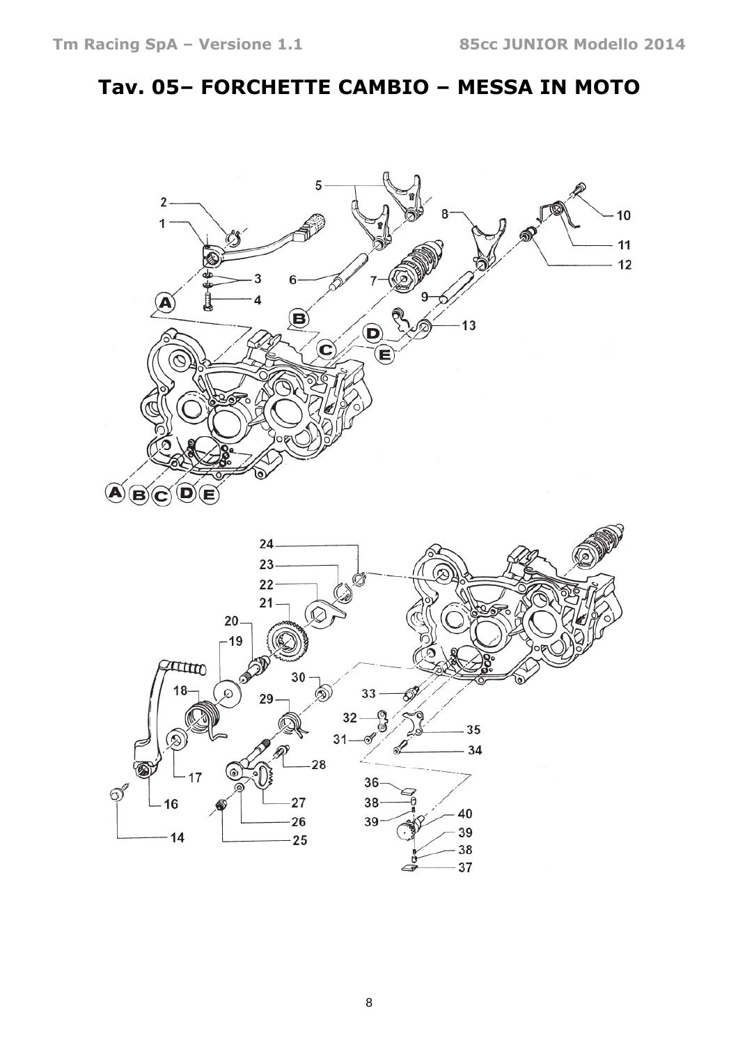# Tav. 05– FORCHETTE CAMBIO – MESSA IN MOTO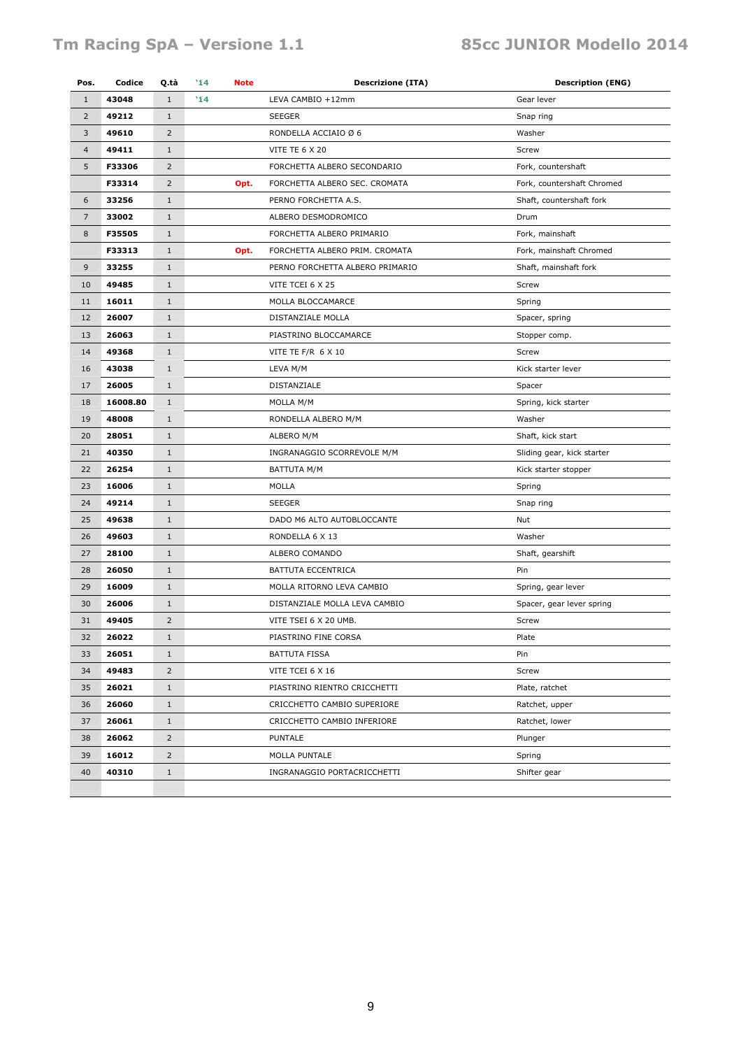| Pos. | Codice | Q.tà | '14 | Note | Descrizione (ITA) | Description (ENG) |
|---|---|---|---|---|---|---|
| 1 | **43048** | 1 | '14 | | LEVA CAMBIO +12mm | Gear lever |
| 2 | **49212** | 1 | | | SEEGER | Snap ring |
| 3 | **49610** | 2 | | | RONDELLA ACCIAIO Ø 6 | Washer |
| 4 | **49411** | 1 | | | VITE TE 6 X 20 | Screw |
| 5 | **F33306** | 2 | | | FORCHETTA ALBERO SECONDARIO | Fork, countershaft |
| | **F33314** | 2 | | **Opt.** | FORCHETTA ALBERO SEC. CROMATA | Fork, countershaft Chromed |
| 6 | **33256** | 1 | | | PERNO FORCHETTA A.S. | Shaft, countershaft fork |
| 7 | **33002** | 1 | | | ALBERO DESMODROMICO | Drum |
| 8 | **F35505** | 1 | | | FORCHETTA ALBERO PRIMARIO | Fork, mainshaft |
| | **F33313** | 1 | | **Opt.** | FORCHETTA ALBERO PRIM. CROMATA | Fork, mainshaft Chromed |
| 9 | **33255** | 1 | | | PERNO FORCHETTA ALBERO PRIMARIO | Shaft, mainshaft fork |
| 10 | **49485** | 1 | | | VITE TCEI 6 X 25 | Screw |
| 11 | **16011** | 1 | | | MOLLA BLOCCAMARCE | Spring |
| 12 | **26007** | 1 | | | DISTANZIALE MOLLA | Spacer, spring |
| 13 | **26063** | 1 | | | PIASTRINO BLOCCAMARCE | Stopper comp. |
| 14 | **49368** | 1 | | | VITE TE F/R 6 X 10 | Screw |
| 16 | **43038** | 1 | | | LEVA M/M | Kick starter lever |
| 17 | **26005** | 1 | | | DISTANZIALE | Spacer |
| 18 | **16008.80** | 1 | | | MOLLA M/M | Spring, kick starter |
| 19 | **48008** | 1 | | | RONDELLA ALBERO M/M | Washer |
| 20 | **28051** | 1 | | | ALBERO M/M | Shaft, kick start |
| 21 | **40350** | 1 | | | INGRANAGGIO SCORREVOLE M/M | Sliding gear, kick starter |
| 22 | **26254** | 1 | | | BATTUTA M/M | Kick starter stopper |
| 23 | **16006** | 1 | | | MOLLA | Spring |
| 24 | **49214** | 1 | | | SEEGER | Snap ring |
| 25 | **49638** | 1 | | | DADO M6 ALTO AUTOBLOCCANTE | Nut |
| 26 | **49603** | 1 | | | RONDELLA 6 X 13 | Washer |
| 27 | **28100** | 1 | | | ALBERO COMANDO | Shaft, gearshift |
| 28 | **26050** | 1 | | | BATTUTA ECCENTRICA | Pin |
| 29 | **16009** | 1 | | | MOLLA RITORNO LEVA CAMBIO | Spring, gear lever |
| 30 | **26006** | 1 | | | DISTANZIALE MOLLA LEVA CAMBIO | Spacer, gear lever spring |
| 31 | **49405** | 2 | | | VITE TSEI 6 X 20 UMB. | Screw |
| 32 | **26022** | 1 | | | PIASTRINO FINE CORSA | Plate |
| 33 | **26051** | 1 | | | BATTUTA FISSA | Pin |
| 34 | **49483** | 2 | | | VITE TCEI 6 X 16 | Screw |
| 35 | **26021** | 1 | | | PIASTRINO RIENTRO CRICCHETTI | Plate, ratchet |
| 36 | **26060** | 1 | | | CRICCHETTO CAMBIO SUPERIORE | Ratchet, upper |
| 37 | **26061** | 1 | | | CRICCHETTO CAMBIO INFERIORE | Ratchet, lower |
| 38 | **26062** | 2 | | | PUNTALE | Plunger |
| 39 | **16012** | 2 | | | MOLLA PUNTALE | Spring |
| 40 | **40310** | 1 | | | INGRANAGGIO PORTACRICCHETTI | Shifter gear |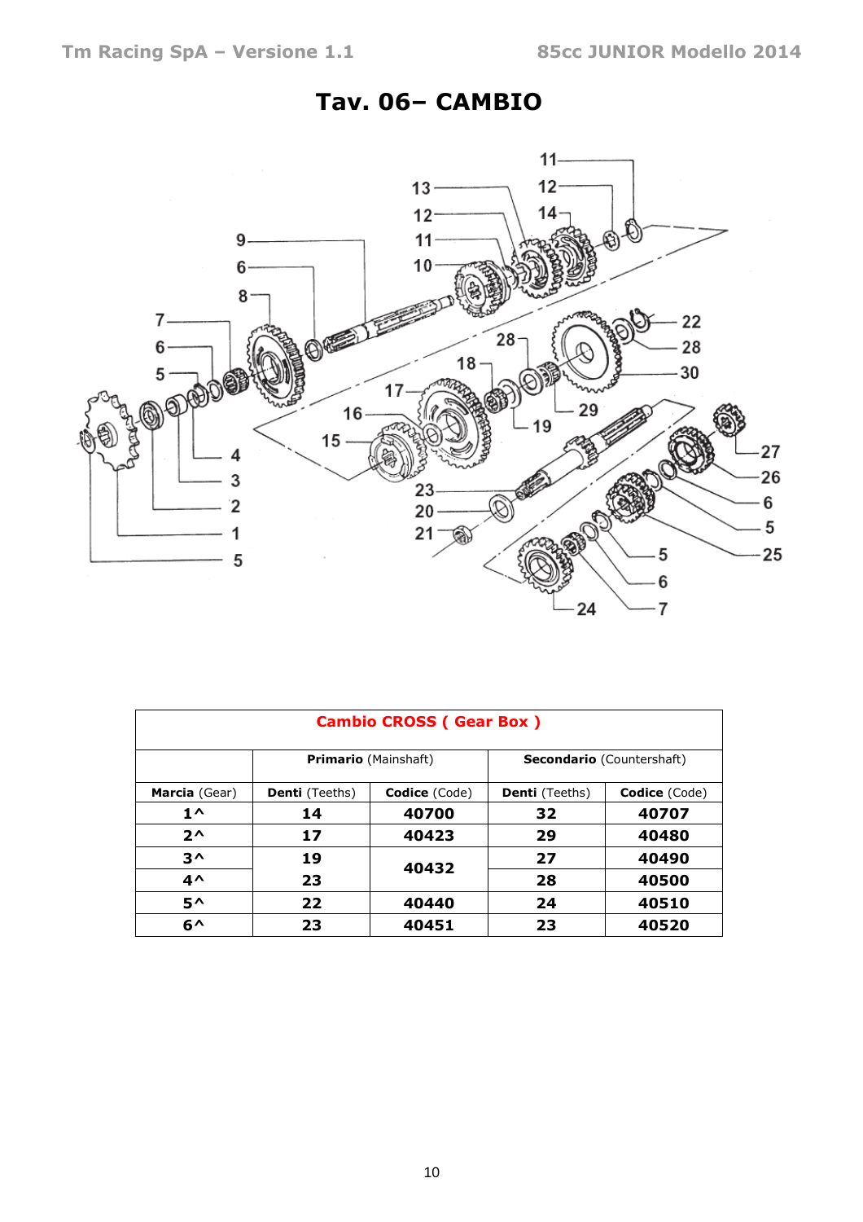# Tav. 06– CAMBIO

| Cambio CROSS ( Gear Box ) | | | | |
|---|---|---|---|---|
| | **Primario** (Mainshaft) | | **Secondario** (Countershaft) | |
| **Marcia** (Gear) | **Denti** (Teeths) | **Codice** (Code) | **Denti** (Teeths) | **Codice** (Code) |
| **1^** | **14** | **40700** | **32** | **40707** |
| **2^** | **17** | **40423** | **29** | **40480** |
| **3^** | **19** | **40432** | **27** | **40490** |
| **4^** | **23** | | **28** | **40500** |
| **5^** | **22** | **40440** | **24** | **40510** |
| **6^** | **23** | **40451** | **23** | **40520** |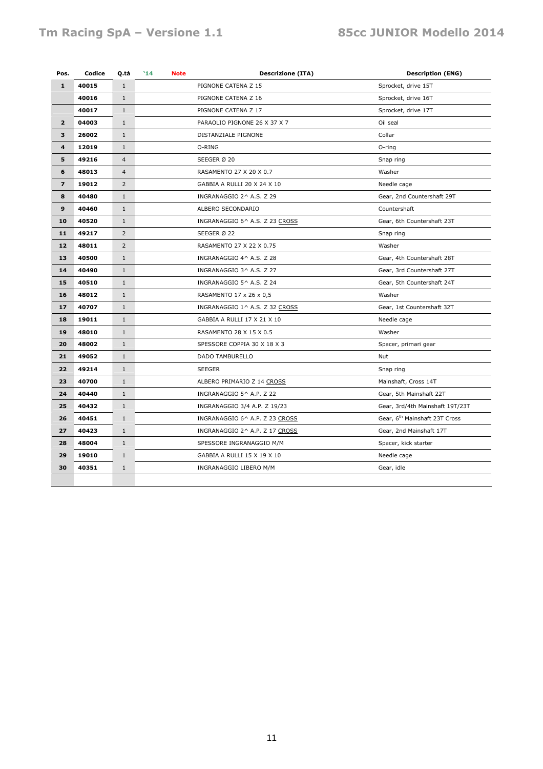| Pos. | Codice | Q.tà | '14 | Note | Descrizione (ITA) | Description (ENG) |
|---|---|---|---|---|---|---|
| **1** | **40015** | 1 | | | PIGNONE CATENA Z 15 | Sprocket, drive 15T |
| | **40016** | 1 | | | PIGNONE CATENA Z 16 | Sprocket, drive 16T |
| | **40017** | 1 | | | PIGNONE CATENA Z 17 | Sprocket, drive 17T |
| **2** | **04003** | 1 | | | PARAOLIO PIGNONE 26 X 37 X 7 | Oil seal |
| **3** | **26002** | 1 | | | DISTANZIALE PIGNONE | Collar |
| **4** | **12019** | 1 | | | O-RING | O-ring |
| **5** | **49216** | 4 | | | SEEGER Ø 20 | Snap ring |
| **6** | **48013** | 4 | | | RASAMENTO 27 X 20 X 0.7 | Washer |
| **7** | **19012** | 2 | | | GABBIA A RULLI 20 X 24 X 10 | Needle cage |
| **8** | **40480** | 1 | | | INGRANAGGIO 2^ A.S. Z 29 | Gear, 2nd Countershaft 29T |
| **9** | **40460** | 1 | | | ALBERO SECONDARIO | Countershaft |
| **10** | **40520** | 1 | | | INGRANAGGIO 6^ A.S. Z 23 CROSS | Gear, 6th Countershaft 23T |
| **11** | **49217** | 2 | | | SEEGER Ø 22 | Snap ring |
| **12** | **48011** | 2 | | | RASAMENTO 27 X 22 X 0.75 | Washer |
| **13** | **40500** | 1 | | | INGRANAGGIO 4^ A.S. Z 28 | Gear, 4th Countershaft 28T |
| **14** | **40490** | 1 | | | INGRANAGGIO 3^ A.S. Z 27 | Gear, 3rd Countershaft 27T |
| **15** | **40510** | 1 | | | INGRANAGGIO 5^ A.S. Z 24 | Gear, 5th Countershaft 24T |
| **16** | **48012** | 1 | | | RASAMENTO 17 x 26 x 0,5 | Washer |
| **17** | **40707** | 1 | | | INGRANAGGIO 1^ A.S. Z 32 CROSS | Gear, 1st Countershaft 32T |
| **18** | **19011** | 1 | | | GABBIA A RULLI 17 X 21 X 10 | Needle cage |
| **19** | **48010** | 1 | | | RASAMENTO 28 X 15 X 0.5 | Washer |
| **20** | **48002** | 1 | | | SPESSORE COPPIA 30 X 18 X 3 | Spacer, primari gear |
| **21** | **49052** | 1 | | | DADO TAMBURELLO | Nut |
| **22** | **49214** | 1 | | | SEEGER | Snap ring |
| **23** | **40700** | 1 | | | ALBERO PRIMARIO Z 14 CROSS | Mainshaft, Cross 14T |
| **24** | **40440** | 1 | | | INGRANAGGIO 5^ A.P. Z 22 | Gear, 5th Mainshaft 22T |
| **25** | **40432** | 1 | | | INGRANAGGIO 3/4 A.P. Z 19/23 | Gear, 3rd/4th Mainshaft 19T/23T |
| **26** | **40451** | 1 | | | INGRANAGGIO 6^ A.P. Z 23 CROSS | Gear, 6th Mainshaft 23T Cross |
| **27** | **40423** | 1 | | | INGRANAGGIO 2^ A.P. Z 17 CROSS | Gear, 2nd Mainshaft 17T |
| **28** | **48004** | 1 | | | SPESSORE INGRANAGGIO M/M | Spacer, kick starter |
| **29** | **19010** | 1 | | | GABBIA A RULLI 15 X 19 X 10 | Needle cage |
| **30** | **40351** | 1 | | | INGRANAGGIO LIBERO M/M | Gear, idle |
| | | | | | | |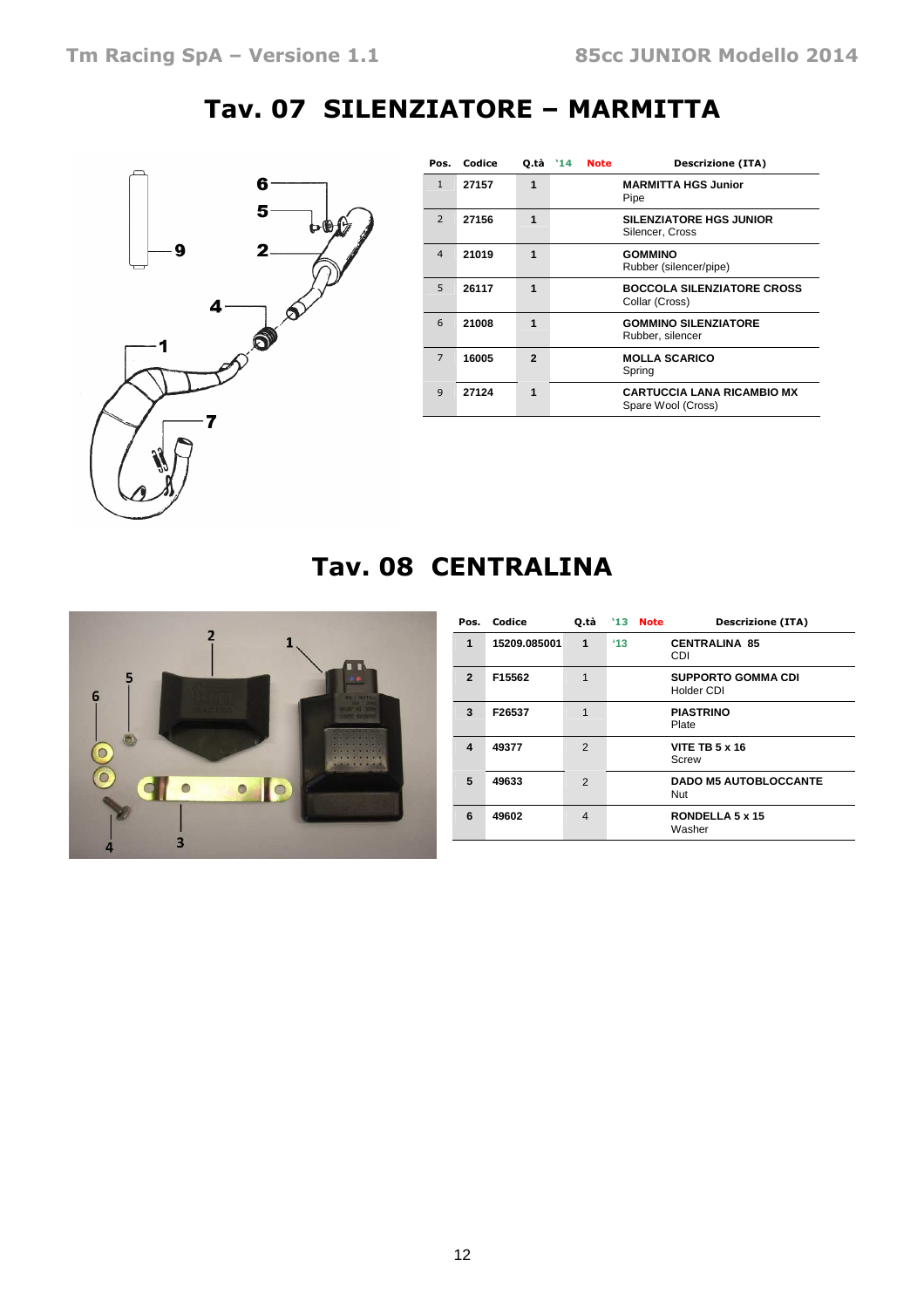# Tav. 07 SILENZIATORE – MARMITTA

| Pos. | Codice | Q.tà | '14 | Note | Descrizione (ITA) |
|---|---|---|---|---|---|
| 1 | 27157 | 1 | | | **MARMITTA HGS Junior** Pipe |
| 2 | 27156 | 1 | | | **SILENZIATORE HGS JUNIOR** Silencer, Cross |
| 4 | 21019 | 1 | | | **GOMMINO** Rubber (silencer/pipe) |
| 5 | 26117 | 1 | | | **BOCCOLA SILENZIATORE CROSS** Collar (Cross) |
| 6 | 21008 | 1 | | | **GOMMINO SILENZIATORE** Rubber, silencer |
| 7 | 16005 | 2 | | | **MOLLA SCARICO** Spring |
| 9 | 27124 | 1 | | | **CARTUCCIA LANA RICAMBIO MX** Spare Wool (Cross) |

# Tav. 08 CENTRALINA

| Pos. | Codice | Q.tà | '13 | Note | Descrizione (ITA) |
|---|---|---|---|---|---|
| 1 | 15209.085001 | 1 | '13 | | **CENTRALINA 85** CDI |
| 2 | F15562 | 1 | | | **SUPPORTO GOMMA CDI** Holder CDI |
| 3 | F26537 | 1 | | | **PIASTRINO** Plate |
| 4 | 49377 | 2 | | | **VITE TB 5 x 16** Screw |
| 5 | 49633 | 2 | | | **DADO M5 AUTOBLOCCANTE** Nut |
| 6 | 49602 | 4 | | | **RONDELLA 5 x 15** Washer |